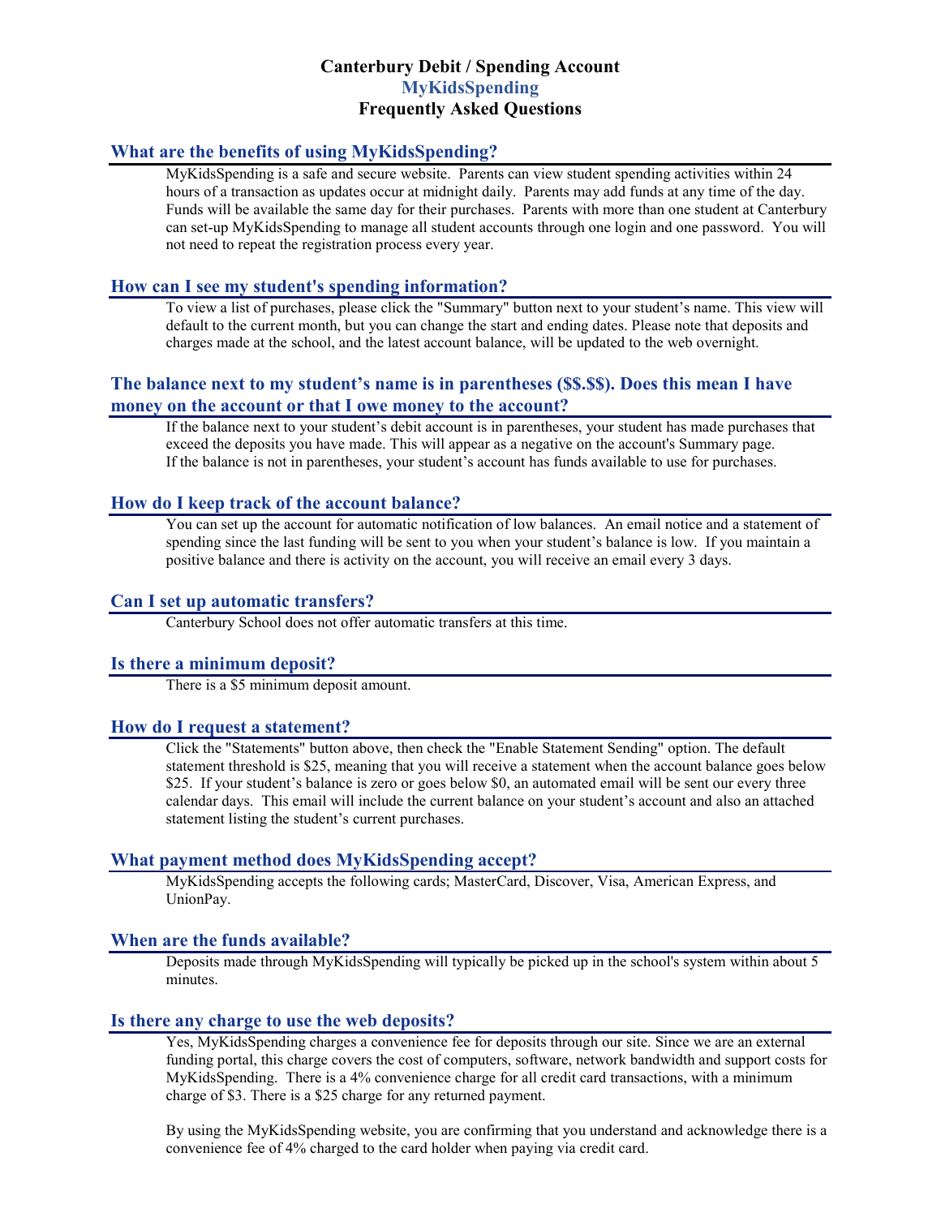# Canterbury Debit / Spending Account
## MyKidsSpending
## Frequently Asked Questions

### What are the benefits of using MyKidsSpending?

MyKidsSpending is a safe and secure website. Parents can view student spending activities within 24 hours of a transaction as updates occur at midnight daily. Parents may add funds at any time of the day. Funds will be available the same day for their purchases. Parents with more than one student at Canterbury can set-up MyKidsSpending to manage all student accounts through one login and one password. You will not need to repeat the registration process every year.

### How can I see my student's spending information?

To view a list of purchases, please click the "Summary" button next to your student's name. This view will default to the current month, but you can change the start and ending dates. Please note that deposits and charges made at the school, and the latest account balance, will be updated to the web overnight.

### The balance next to my student's name is in parentheses ($$.$$). Does this mean I have money on the account or that I owe money to the account?

If the balance next to your student's debit account is in parentheses, your student has made purchases that exceed the deposits you have made. This will appear as a negative on the account's Summary page.
If the balance is not in parentheses, your student's account has funds available to use for purchases.

### How do I keep track of the account balance?

You can set up the account for automatic notification of low balances. An email notice and a statement of spending since the last funding will be sent to you when your student's balance is low. If you maintain a positive balance and there is activity on the account, you will receive an email every 3 days.

### Can I set up automatic transfers?

Canterbury School does not offer automatic transfers at this time.

### Is there a minimum deposit?

There is a $5 minimum deposit amount.

### How do I request a statement?

Click the "Statements" button above, then check the "Enable Statement Sending" option. The default statement threshold is $25, meaning that you will receive a statement when the account balance goes below $25. If your student's balance is zero or goes below $0, an automated email will be sent our every three calendar days. This email will include the current balance on your student's account and also an attached statement listing the student's current purchases.

### What payment method does MyKidsSpending accept?

MyKidsSpending accepts the following cards; MasterCard, Discover, Visa, American Express, and UnionPay.

### When are the funds available?

Deposits made through MyKidsSpending will typically be picked up in the school's system within about 5 minutes.

### Is there any charge to use the web deposits?

Yes, MyKidsSpending charges a convenience fee for deposits through our site. Since we are an external funding portal, this charge covers the cost of computers, software, network bandwidth and support costs for MyKidsSpending. There is a 4% convenience charge for all credit card transactions, with a minimum charge of $3. There is a $25 charge for any returned payment.

By using the MyKidsSpending website, you are confirming that you understand and acknowledge there is a convenience fee of 4% charged to the card holder when paying via credit card.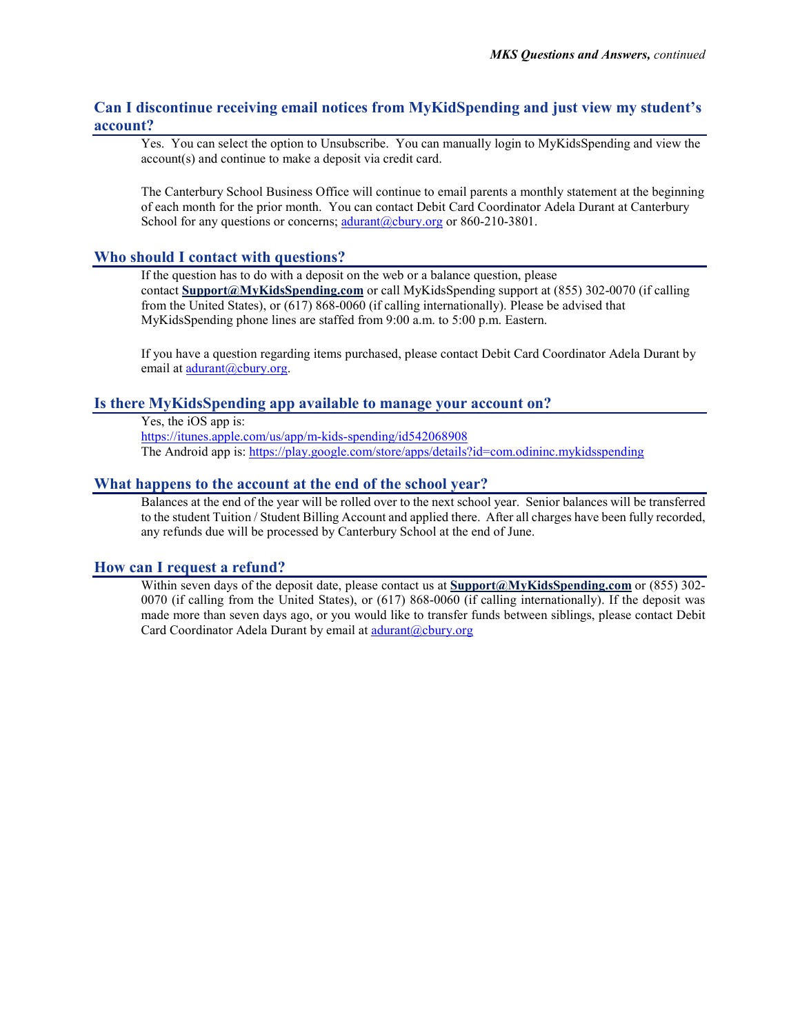## Can I discontinue receiving email notices from MyKidSpending and just view my student's account?

Yes. You can select the option to Unsubscribe. You can manually login to MyKidsSpending and view the account(s) and continue to make a deposit via credit card.

The Canterbury School Business Office will continue to email parents a monthly statement at the beginning of each month for the prior month. You can contact Debit Card Coordinator Adela Durant at Canterbury School for any questions or concerns; adurant@cbury.org or 860-210-3801.

## Who should I contact with questions?

If the question has to do with a deposit on the web or a balance question, please contact **Support@MyKidsSpending.com** or call MyKidsSpending support at (855) 302-0070 (if calling from the United States), or (617) 868-0060 (if calling internationally). Please be advised that MyKidsSpending phone lines are staffed from 9:00 a.m. to 5:00 p.m. Eastern.

If you have a question regarding items purchased, please contact Debit Card Coordinator Adela Durant by email at adurant@cbury.org.

## Is there MyKidsSpending app available to manage your account on?

Yes, the iOS app is:
https://itunes.apple.com/us/app/m-kids-spending/id542068908
The Android app is: https://play.google.com/store/apps/details?id=com.odininc.mykidsspending

## What happens to the account at the end of the school year?

Balances at the end of the year will be rolled over to the next school year. Senior balances will be transferred to the student Tuition / Student Billing Account and applied there. After all charges have been fully recorded, any refunds due will be processed by Canterbury School at the end of June.

## How can I request a refund?

Within seven days of the deposit date, please contact us at **Support@MyKidsSpending.com** or (855) 302-0070 (if calling from the United States), or (617) 868-0060 (if calling internationally). If the deposit was made more than seven days ago, or you would like to transfer funds between siblings, please contact Debit Card Coordinator Adela Durant by email at adurant@cbury.org